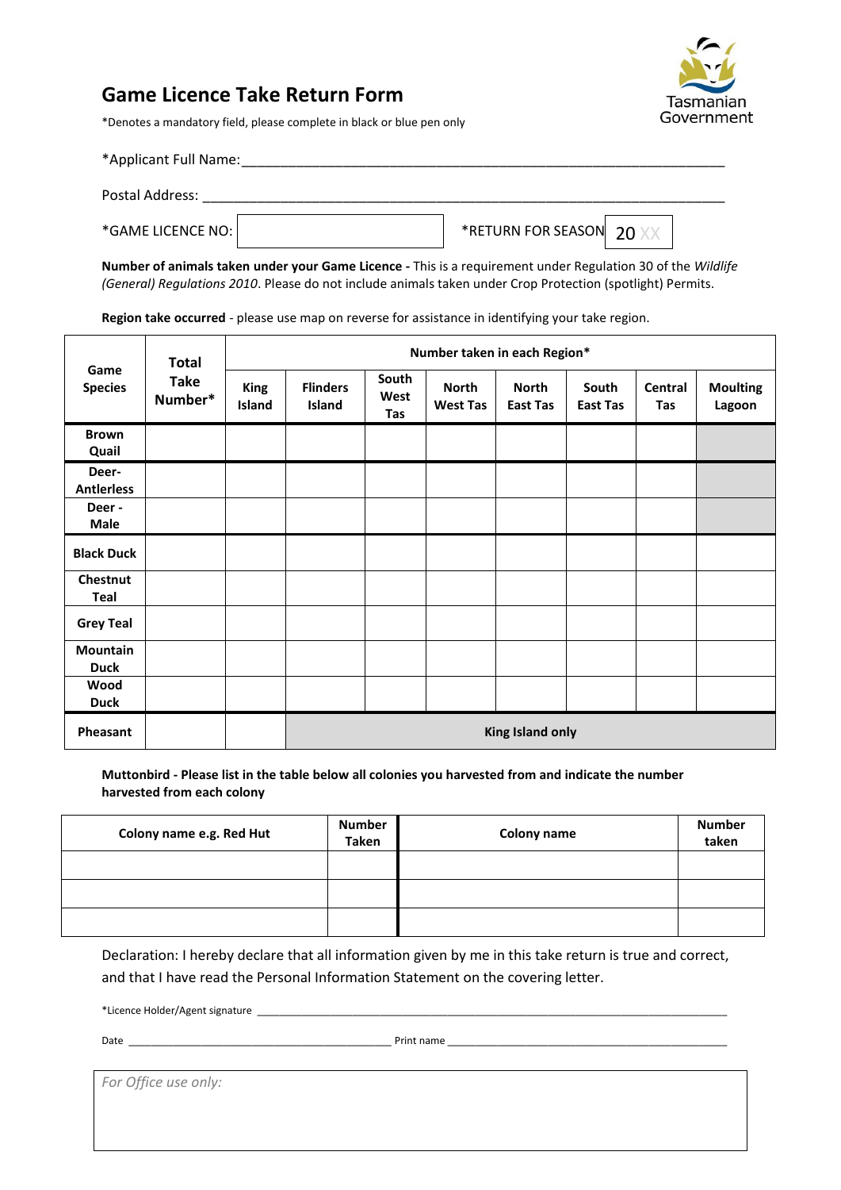# Game Licence Take Return Form

Tasmanian Government

*Denotes a mandatory field, please complete in black or blue pen only

*Applicant Full Name: ______________________________________________________________

Postal Address: ______________________________________________________________

*GAME LICENCE NO: [ ] *RETURN FOR SEASON 20 XX

**Number of animals taken under your Game Licence -** This is a requirement under Regulation 30 of the *Wildlife (General) Regulations 2010*. Please do not include animals taken under Crop Protection (spotlight) Permits.

**Region take occurred** - please use map on reverse for assistance in identifying your take region.

| Game Species | Total Take Number* | Number taken in each Region* | | | | | | | |
|---|---|---|---|---|---|---|---|---|---|
| | | King Island | Flinders Island | South West Tas | North West Tas | North East Tas | South East Tas | Central Tas | Moulting Lagoon |
| Brown Quail | | | | | | | | | |
| Deer- Antlerless | | | | | | | | | |
| Deer - Male | | | | | | | | | |
| Black Duck | | | | | | | | | |
| Chestnut Teal | | | | | | | | | |
| Grey Teal | | | | | | | | | |
| Mountain Duck | | | | | | | | | |
| Wood Duck | | | | | | | | | |
| Pheasant | | | King Island only | | | | | | |

**Muttonbird - Please list in the table below all colonies you harvested from and indicate the number harvested from each colony**

| Colony name e.g. Red Hut | Number Taken | Colony name | Number taken |
|---|---|---|---|
| | | | |
| | | | |
| | | | |

Declaration: I hereby declare that all information given by me in this take return is true and correct, and that I have read the Personal Information Statement on the covering letter.

*Licence Holder/Agent signature ______________________________________________________________

Date ________________________________ Print name ________________________________

*For Office use only:*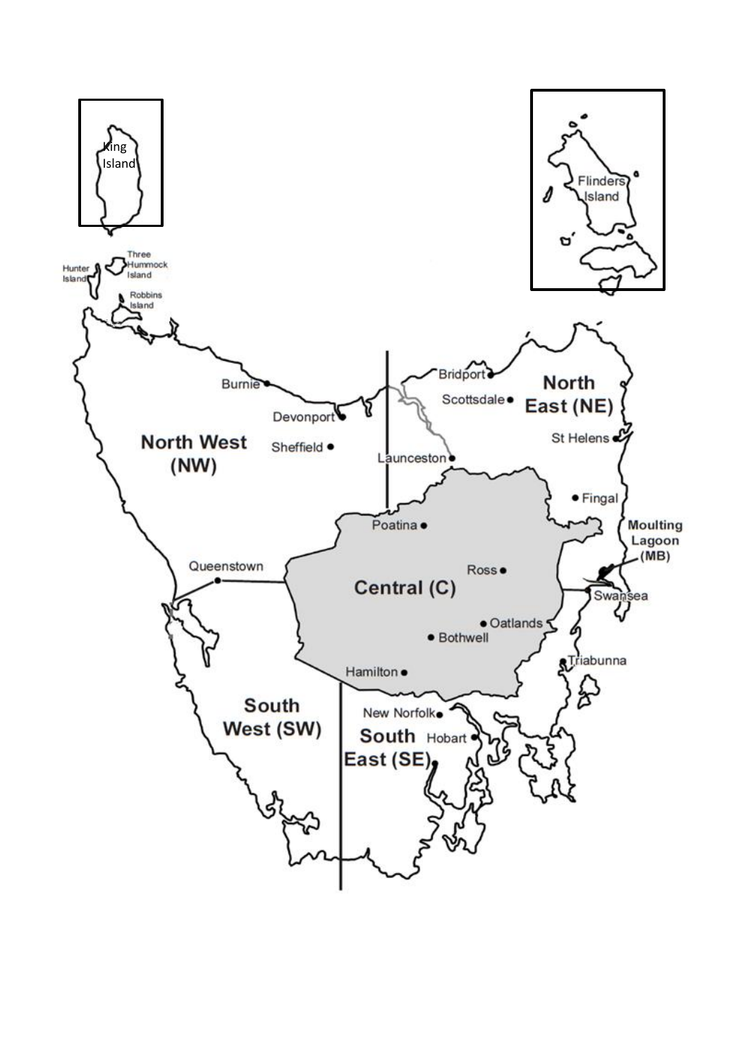King Island

Flinders Island

Three Hummock Island

Hunter Island

Robbins Island

Burnie

Devonport

Sheffield

North West (NW)

Bridport

Scottsdale

North East (NE)

St Helens

Launceston

Fingal

Poatina

Moulting Lagoon (MB)

Ross

Central (C)

Queenstown

Swansea

Oatlands

Bothwell

Triabunna

Hamilton

South West (SW)

New Norfolk

South East (SE)

Hobart